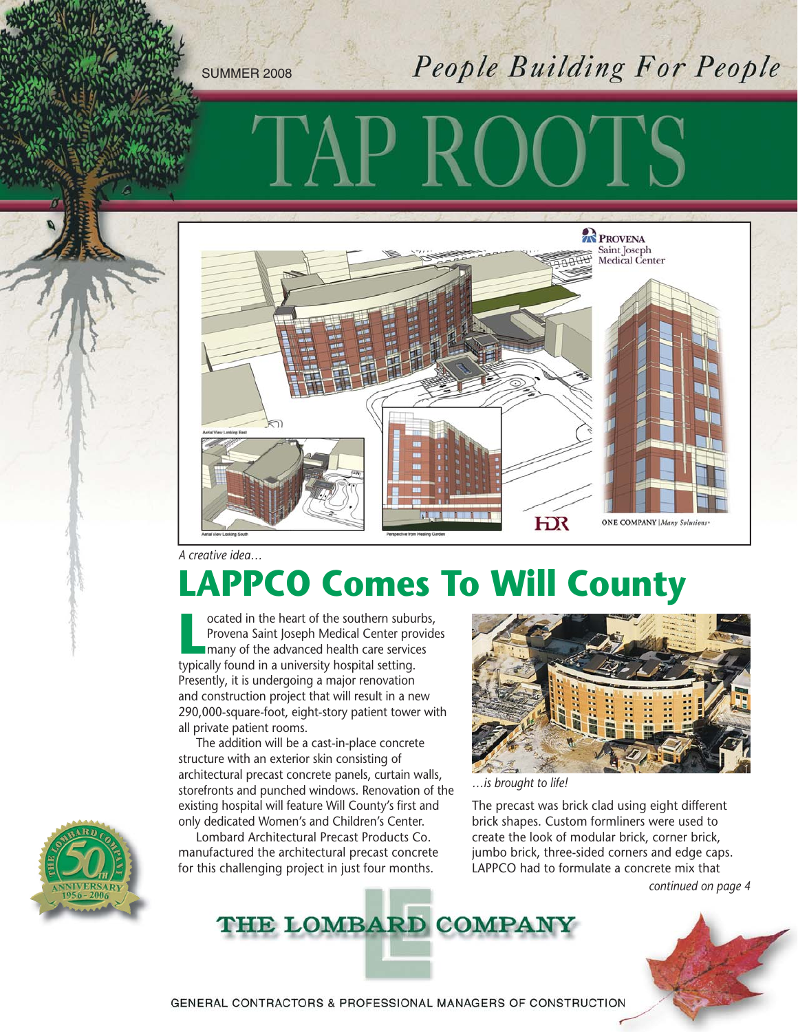SUMMER 2008

*People Building For People*

# TAP ROOTS

*A creative idea…*

# LAPPCO Comes To Will County

Located in the heart of the southern suburbs, Provena Saint Joseph Medical Center provides many of the advanced health care services typically found in a university hospital setting. Presently, it is undergoing a major renovation and construction project that will result in a new 290,000-square-foot, eight-story patient tower with all private patient rooms.

The addition will be a cast-in-place concrete structure with an exterior skin consisting of architectural precast concrete panels, curtain walls, storefronts and punched windows. Renovation of the existing hospital will feature Will County's first and only dedicated Women's and Children's Center.

Lombard Architectural Precast Products Co. manufactured the architectural precast concrete for this challenging project in just four months.

*…is brought to life!*

The precast was brick clad using eight different brick shapes. Custom formliners were used to create the look of modular brick, corner brick, jumbo brick, three-sided corners and edge caps. LAPPCO had to formulate a concrete mix that

*continued on page 4*

THE LOMBARD COMPANY

GENERAL CONTRACTORS & PROFESSIONAL MANAGERS OF CONSTRUCTION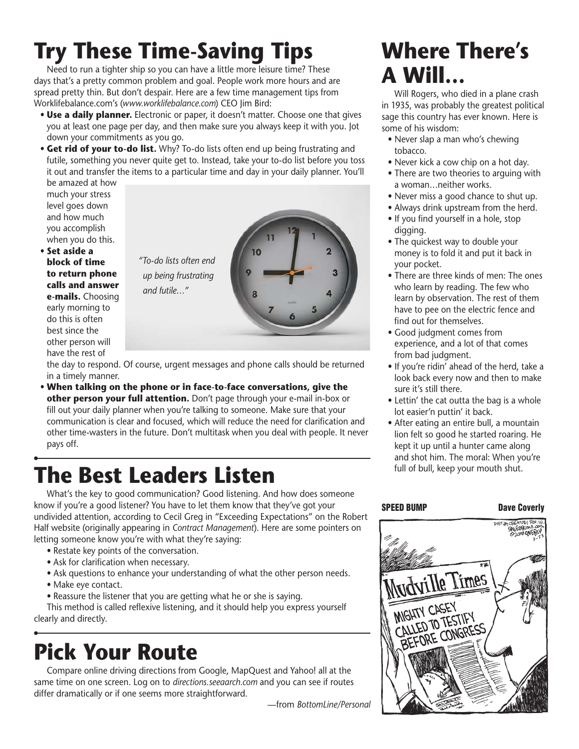# Try These Time-Saving Tips

Need to run a tighter ship so you can have a little more leisure time? These days that's a pretty common problem and goal. People work more hours and are spread pretty thin. But don't despair. Here are a few time management tips from Worklifebalance.com's (*www.worklifebalance.com*) CEO Jim Bird:

- **Use a daily planner.** Electronic or paper, it doesn't matter. Choose one that gives you at least one page per day, and then make sure you always keep it with you. Jot down your commitments as you go.
- **Get rid of your to-do list.** Why? To-do lists often end up being frustrating and futile, something you never quite get to. Instead, take your to-do list before you toss it out and transfer the items to a particular time and day in your daily planner. You'll be amazed at how much your stress level goes down and how much you accomplish when you do this.
- **Set aside a block of time to return phone calls and answer e-mails.** Choosing early morning to do this is often best since the other person will have the rest of the day to respond. Of course, urgent messages and phone calls should be returned in a timely manner.
- **When talking on the phone or in face-to-face conversations, give the other person your full attention.** Don't page through your e-mail in-box or fill out your daily planner when you're talking to someone. Make sure that your communication is clear and focused, which will reduce the need for clarification and other time-wasters in the future. Don't multitask when you deal with people. It never pays off.

*"To-do lists often end up being frustrating and futile…"*

# The Best Leaders Listen

What's the key to good communication? Good listening. And how does someone know if you're a good listener? You have to let them know that they've got your undivided attention, according to Cecil Greg in "Exceeding Expectations" on the Robert Half website (originally appearing in *Contract Management*). Here are some pointers on letting someone know you're with what they're saying:

- Restate key points of the conversation.
- Ask for clarification when necessary.
- Ask questions to enhance your understanding of what the other person needs.
- Make eye contact.
- Reassure the listener that you are getting what he or she is saying.

This method is called reflexive listening, and it should help you express yourself clearly and directly.

# Pick Your Route

Compare online driving directions from Google, MapQuest and Yahoo! all at the same time on one screen. Log on to *directions.seeaarch.com* and you can see if routes differ dramatically or if one seems more straightforward.

—from *BottomLine/Personal*

# Where There's A Will…

Will Rogers, who died in a plane crash in 1935, was probably the greatest political sage this country has ever known. Here is some of his wisdom:

- Never slap a man who's chewing tobacco.
- Never kick a cow chip on a hot day.
- There are two theories to arguing with a woman…neither works.
- Never miss a good chance to shut up.
- Always drink upstream from the herd.
- If you find yourself in a hole, stop digging.
- The quickest way to double your money is to fold it and put it back in your pocket.
- There are three kinds of men: The ones who learn by reading. The few who learn by observation. The rest of them have to pee on the electric fence and find out for themselves.
- Good judgment comes from experience, and a lot of that comes from bad judgment.
- If you're ridin' ahead of the herd, take a look back every now and then to make sure it's still there.
- Lettin' the cat outta the bag is a whole lot easier'n puttin' it back.
- After eating an entire bull, a mountain lion felt so good he started roaring. He kept it up until a hunter came along and shot him. The moral: When you're full of bull, keep your mouth shut.

**SPEED BUMP** **Dave Coverly**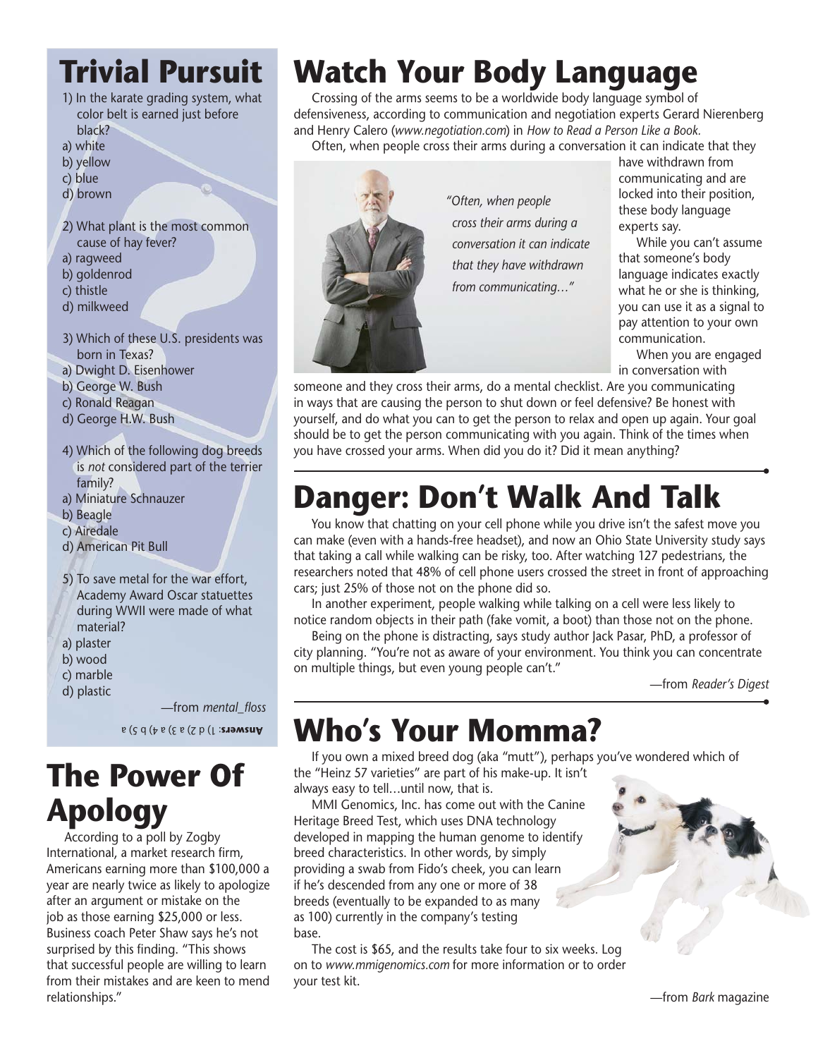## Trivial Pursuit

1) In the karate grading system, what color belt is earned just before black?
a) white
b) yellow
c) blue
d) brown

2) What plant is the most common cause of hay fever?
a) ragweed
b) goldenrod
c) thistle
d) milkweed

3) Which of these U.S. presidents was born in Texas?
a) Dwight D. Eisenhower
b) George W. Bush
c) Ronald Reagan
d) George H.W. Bush

4) Which of the following dog breeds is *not* considered part of the terrier family?
a) Miniature Schnauzer
b) Beagle
c) Airedale
d) American Pit Bull

5) To save metal for the war effort, Academy Award Oscar statuettes during WWII were made of what material?
a) plaster
b) wood
c) marble
d) plastic

—from *mental_floss*

**Answers:** 1) d 2) a 3) a 4) b 5) a

## The Power Of Apology

According to a poll by Zogby International, a market research firm, Americans earning more than $100,000 a year are nearly twice as likely to apologize after an argument or mistake on the job as those earning $25,000 or less. Business coach Peter Shaw says he's not surprised by this finding. "This shows that successful people are willing to learn from their mistakes and are keen to mend relationships."

## Watch Your Body Language

Crossing of the arms seems to be a worldwide body language symbol of defensiveness, according to communication and negotiation experts Gerard Nierenberg and Henry Calero (*www.negotiation.com*) in *How to Read a Person Like a Book.*

Often, when people cross their arms during a conversation it can indicate that they have withdrawn from communicating and are locked into their position, these body language experts say.

*"Often, when people cross their arms during a conversation it can indicate that they have withdrawn from communicating…"*

While you can't assume that someone's body language indicates exactly what he or she is thinking, you can use it as a signal to pay attention to your own communication.

When you are engaged in conversation with someone and they cross their arms, do a mental checklist. Are you communicating in ways that are causing the person to shut down or feel defensive? Be honest with yourself, and do what you can to get the person to relax and open up again. Your goal should be to get the person communicating with you again. Think of the times when you have crossed your arms. When did you do it? Did it mean anything?

## Danger: Don't Walk And Talk

You know that chatting on your cell phone while you drive isn't the safest move you can make (even with a hands-free headset), and now an Ohio State University study says that taking a call while walking can be risky, too. After watching 127 pedestrians, the researchers noted that 48% of cell phone users crossed the street in front of approaching cars; just 25% of those not on the phone did so.

In another experiment, people walking while talking on a cell were less likely to notice random objects in their path (fake vomit, a boot) than those not on the phone.

Being on the phone is distracting, says study author Jack Pasar, PhD, a professor of city planning. "You're not as aware of your environment. You think you can concentrate on multiple things, but even young people can't."

—from *Reader's Digest*

## Who's Your Momma?

If you own a mixed breed dog (aka "mutt"), perhaps you've wondered which of the "Heinz 57 varieties" are part of his make-up. It isn't always easy to tell…until now, that is.

MMI Genomics, Inc. has come out with the Canine Heritage Breed Test, which uses DNA technology developed in mapping the human genome to identify breed characteristics. In other words, by simply providing a swab from Fido's cheek, you can learn if he's descended from any one or more of 38 breeds (eventually to be expanded to as many as 100) currently in the company's testing base.

The cost is $65, and the results take four to six weeks. Log on to *www.mmigenomics.com* for more information or to order your test kit.

—from *Bark* magazine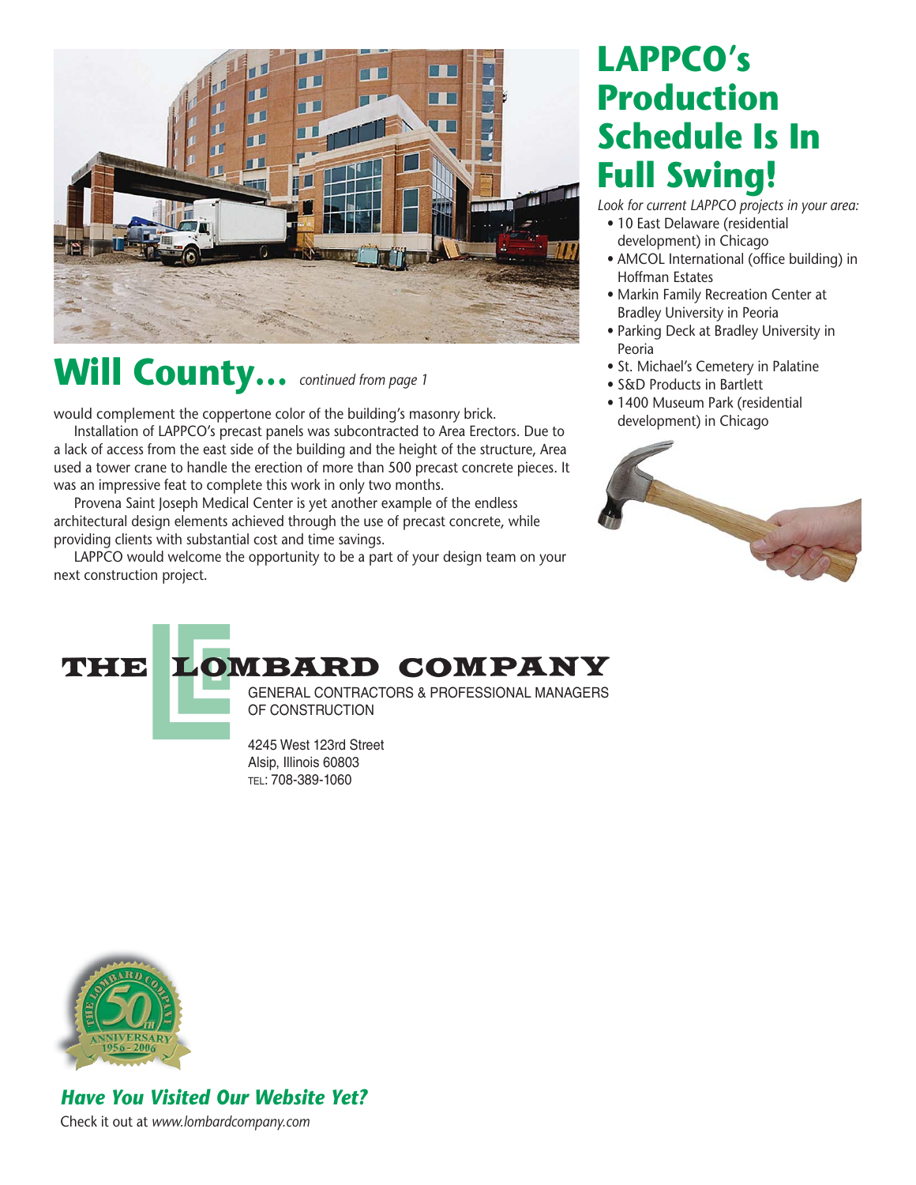## Will County... *continued from page 1*

would complement the coppertone color of the building's masonry brick.

Installation of LAPPCO's precast panels was subcontracted to Area Erectors. Due to a lack of access from the east side of the building and the height of the structure, Area used a tower crane to handle the erection of more than 500 precast concrete pieces. It was an impressive feat to complete this work in only two months.

Provena Saint Joseph Medical Center is yet another example of the endless architectural design elements achieved through the use of precast concrete, while providing clients with substantial cost and time savings.

LAPPCO would welcome the opportunity to be a part of your design team on your next construction project.

# LAPPCO's Production Schedule Is In Full Swing!

*Look for current LAPPCO projects in your area:*

- 10 East Delaware (residential development) in Chicago
- AMCOL International (office building) in Hoffman Estates
- Markin Family Recreation Center at Bradley University in Peoria
- Parking Deck at Bradley University in Peoria
- St. Michael's Cemetery in Palatine
- S&D Products in Bartlett
- 1400 Museum Park (residential development) in Chicago

**THE LOMBARD COMPANY**

GENERAL CONTRACTORS & PROFESSIONAL MANAGERS OF CONSTRUCTION

4245 West 123rd Street
Alsip, Illinois 60803
TEL: 708-389-1060

THE LOMBARD COMPANY 50TH ANNIVERSARY 1956 - 2006

***Have You Visited Our Website Yet?***

Check it out at *www.lombardcompany.com*